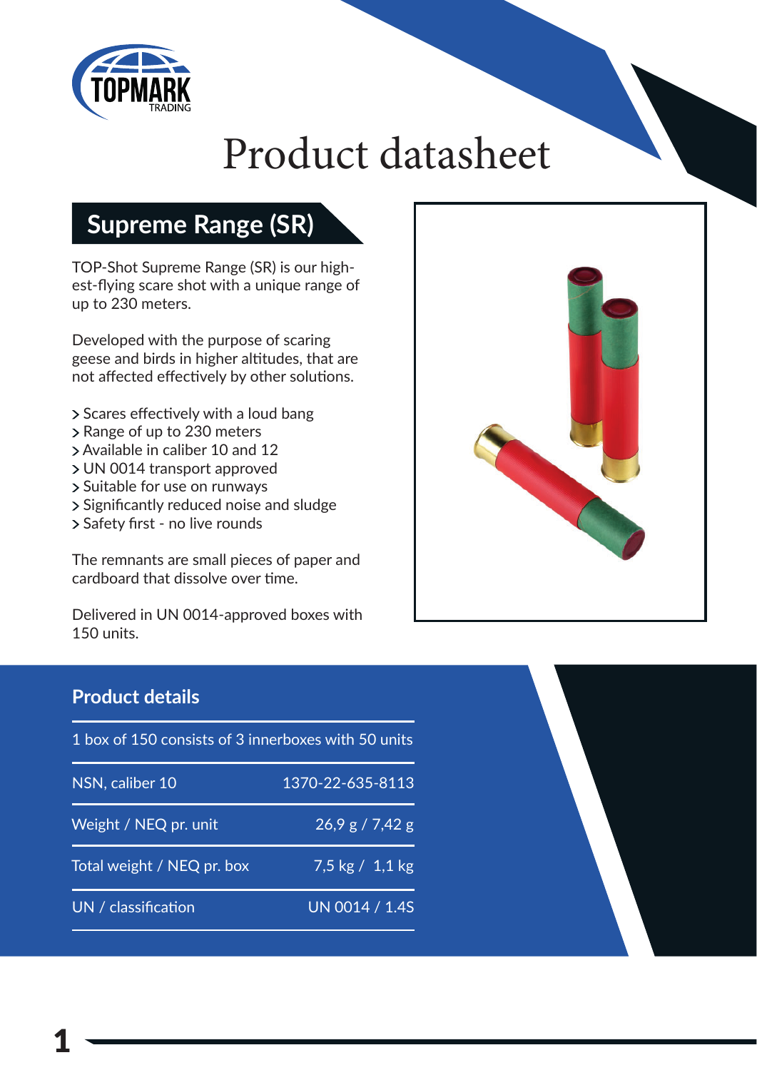TOPMARK TRADING

# Product datasheet

## Supreme Range (SR)

TOP-Shot Supreme Range (SR) is our highest-flying scare shot with a unique range of up to 230 meters.

Developed with the purpose of scaring geese and birds in higher altitudes, that are not affected effectively by other solutions.

- Scares effectively with a loud bang
- Range of up to 230 meters
- Available in caliber 10 and 12
- UN 0014 transport approved
- Suitable for use on runways
- Significantly reduced noise and sludge
- Safety first - no live rounds

The remnants are small pieces of paper and cardboard that dissolve over time.

Delivered in UN 0014-approved boxes with 150 units.

### Product details

| 1 box of 150 consists of 3 innerboxes with 50 units | |
|---|---|
| NSN, caliber 10 | 1370-22-635-8113 |
| Weight / NEQ pr. unit | 26,9 g / 7,42 g |
| Total weight / NEQ pr. box | 7,5 kg / 1,1 kg |
| UN / classification | UN 0014 / 1.4S |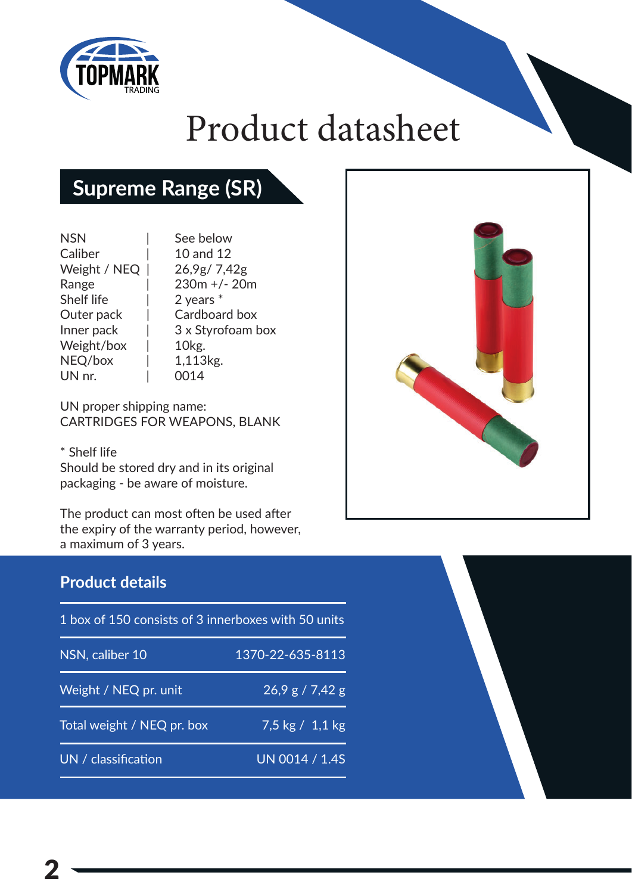TOPMARK TRADING

# Product datasheet

## Supreme Range (SR)

| | |
|---|---|
| NSN | See below |
| Caliber | 10 and 12 |
| Weight / NEQ | 26,9g/ 7,42g |
| Range | 230m +/- 20m |
| Shelf life | 2 years * |
| Outer pack | Cardboard box |
| Inner pack | 3 x Styrofoam box |
| Weight/box | 10kg. |
| NEQ/box | 1,113kg. |
| UN nr. | 0014 |

UN proper shipping name:
CARTRIDGES FOR WEAPONS, BLANK

* Shelf life
Should be stored dry and in its original packaging - be aware of moisture.

The product can most often be used after the expiry of the warranty period, however, a maximum of 3 years.

### Product details

1 box of 150 consists of 3 innerboxes with 50 units

| | |
|---|---|
| NSN, caliber 10 | 1370-22-635-8113 |
| Weight / NEQ pr. unit | 26,9 g / 7,42 g |
| Total weight / NEQ pr. box | 7,5 kg / 1,1 kg |
| UN / classification | UN 0014 / 1.4S |